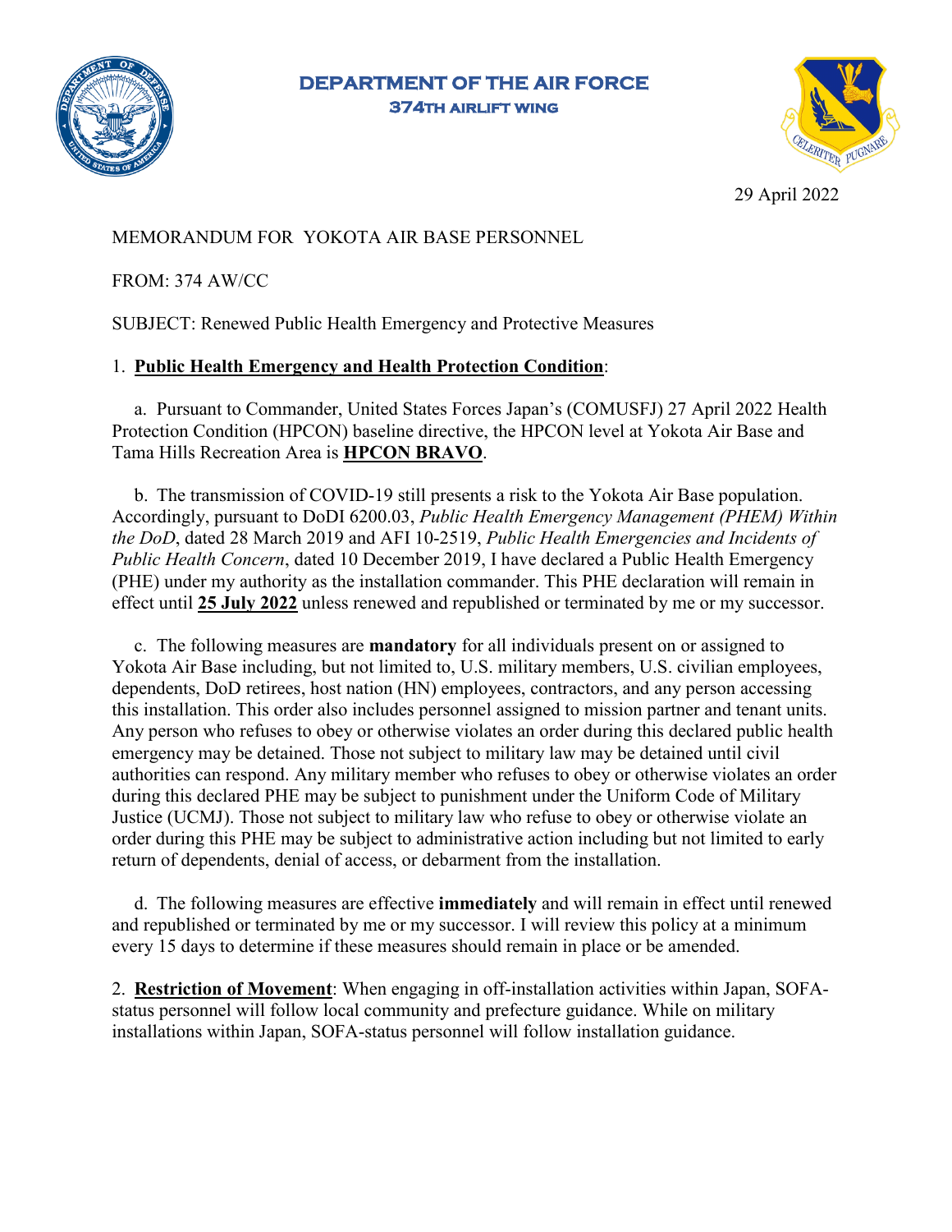**DEPARTMENT OF THE AIR FORCE**
**374TH AIRLIFT WING**

29 April 2022

MEMORANDUM FOR YOKOTA AIR BASE PERSONNEL

FROM: 374 AW/CC

SUBJECT: Renewed Public Health Emergency and Protective Measures

1. **Public Health Emergency and Health Protection Condition**:

a. Pursuant to Commander, United States Forces Japan's (COMUSFJ) 27 April 2022 Health Protection Condition (HPCON) baseline directive, the HPCON level at Yokota Air Base and Tama Hills Recreation Area is **HPCON BRAVO**.

b. The transmission of COVID-19 still presents a risk to the Yokota Air Base population. Accordingly, pursuant to DoDI 6200.03, *Public Health Emergency Management (PHEM) Within the DoD*, dated 28 March 2019 and AFI 10-2519, *Public Health Emergencies and Incidents of Public Health Concern*, dated 10 December 2019, I have declared a Public Health Emergency (PHE) under my authority as the installation commander. This PHE declaration will remain in effect until **25 July 2022** unless renewed and republished or terminated by me or my successor.

c. The following measures are **mandatory** for all individuals present on or assigned to Yokota Air Base including, but not limited to, U.S. military members, U.S. civilian employees, dependents, DoD retirees, host nation (HN) employees, contractors, and any person accessing this installation. This order also includes personnel assigned to mission partner and tenant units. Any person who refuses to obey or otherwise violates an order during this declared public health emergency may be detained. Those not subject to military law may be detained until civil authorities can respond. Any military member who refuses to obey or otherwise violates an order during this declared PHE may be subject to punishment under the Uniform Code of Military Justice (UCMJ). Those not subject to military law who refuse to obey or otherwise violate an order during this PHE may be subject to administrative action including but not limited to early return of dependents, denial of access, or debarment from the installation.

d. The following measures are effective **immediately** and will remain in effect until renewed and republished or terminated by me or my successor. I will review this policy at a minimum every 15 days to determine if these measures should remain in place or be amended.

2. **Restriction of Movement**: When engaging in off-installation activities within Japan, SOFA-status personnel will follow local community and prefecture guidance. While on military installations within Japan, SOFA-status personnel will follow installation guidance.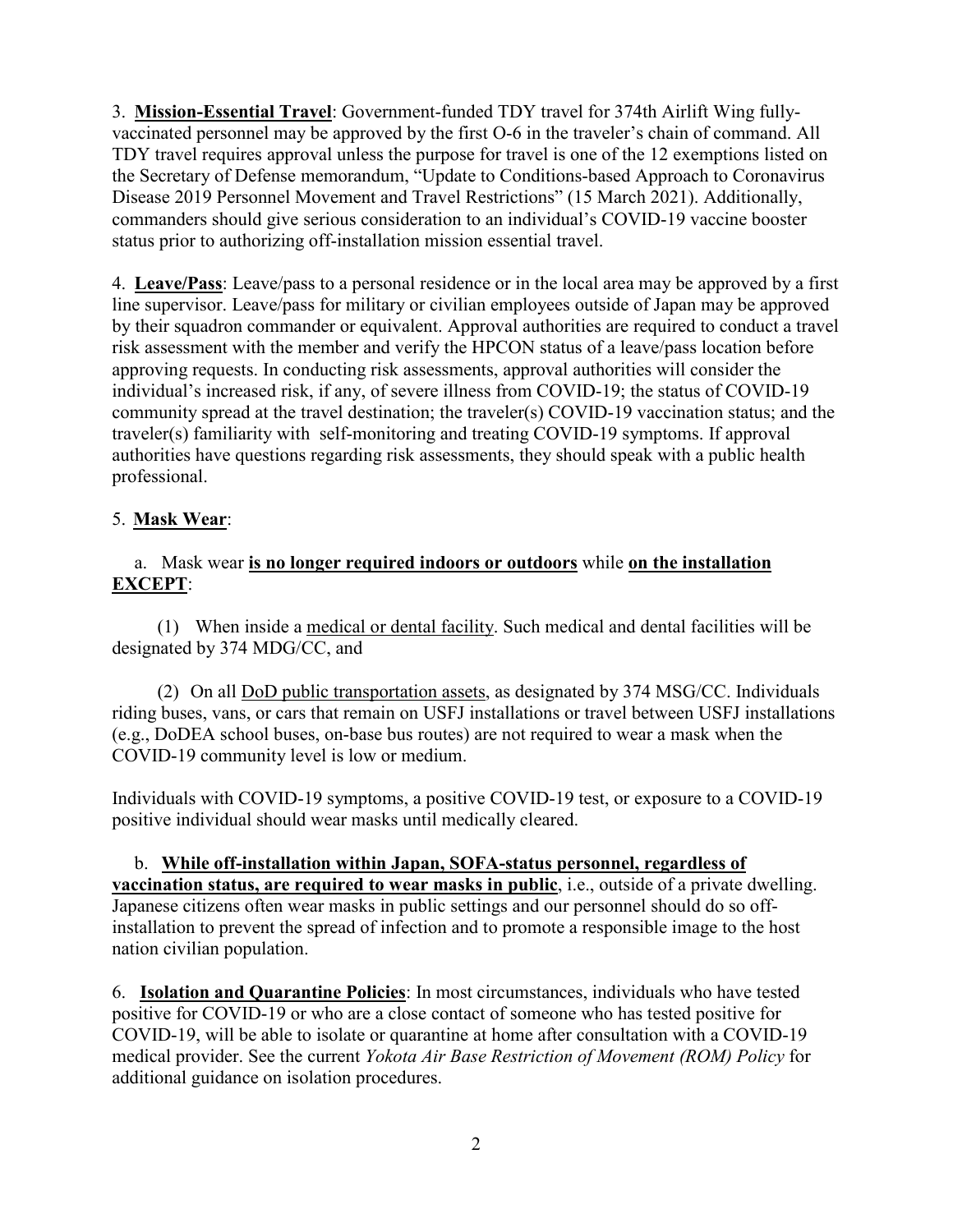3. **Mission-Essential Travel**: Government-funded TDY travel for 374th Airlift Wing fully-vaccinated personnel may be approved by the first O-6 in the traveler's chain of command. All TDY travel requires approval unless the purpose for travel is one of the 12 exemptions listed on the Secretary of Defense memorandum, "Update to Conditions-based Approach to Coronavirus Disease 2019 Personnel Movement and Travel Restrictions" (15 March 2021). Additionally, commanders should give serious consideration to an individual's COVID-19 vaccine booster status prior to authorizing off-installation mission essential travel.

4. **Leave/Pass**: Leave/pass to a personal residence or in the local area may be approved by a first line supervisor. Leave/pass for military or civilian employees outside of Japan may be approved by their squadron commander or equivalent. Approval authorities are required to conduct a travel risk assessment with the member and verify the HPCON status of a leave/pass location before approving requests. In conducting risk assessments, approval authorities will consider the individual's increased risk, if any, of severe illness from COVID-19; the status of COVID-19 community spread at the travel destination; the traveler(s) COVID-19 vaccination status; and the traveler(s) familiarity with self-monitoring and treating COVID-19 symptoms. If approval authorities have questions regarding risk assessments, they should speak with a public health professional.

5. **Mask Wear**:

a. Mask wear **is no longer required indoors or outdoors** while **on the installation EXCEPT**:

(1) When inside a medical or dental facility. Such medical and dental facilities will be designated by 374 MDG/CC, and

(2) On all DoD public transportation assets, as designated by 374 MSG/CC. Individuals riding buses, vans, or cars that remain on USFJ installations or travel between USFJ installations (e.g., DoDEA school buses, on-base bus routes) are not required to wear a mask when the COVID-19 community level is low or medium.

Individuals with COVID-19 symptoms, a positive COVID-19 test, or exposure to a COVID-19 positive individual should wear masks until medically cleared.

b. **While off-installation within Japan, SOFA-status personnel, regardless of vaccination status, are required to wear masks in public**, i.e., outside of a private dwelling. Japanese citizens often wear masks in public settings and our personnel should do so off-installation to prevent the spread of infection and to promote a responsible image to the host nation civilian population.

6. **Isolation and Quarantine Policies**: In most circumstances, individuals who have tested positive for COVID-19 or who are a close contact of someone who has tested positive for COVID-19, will be able to isolate or quarantine at home after consultation with a COVID-19 medical provider. See the current *Yokota Air Base Restriction of Movement (ROM) Policy* for additional guidance on isolation procedures.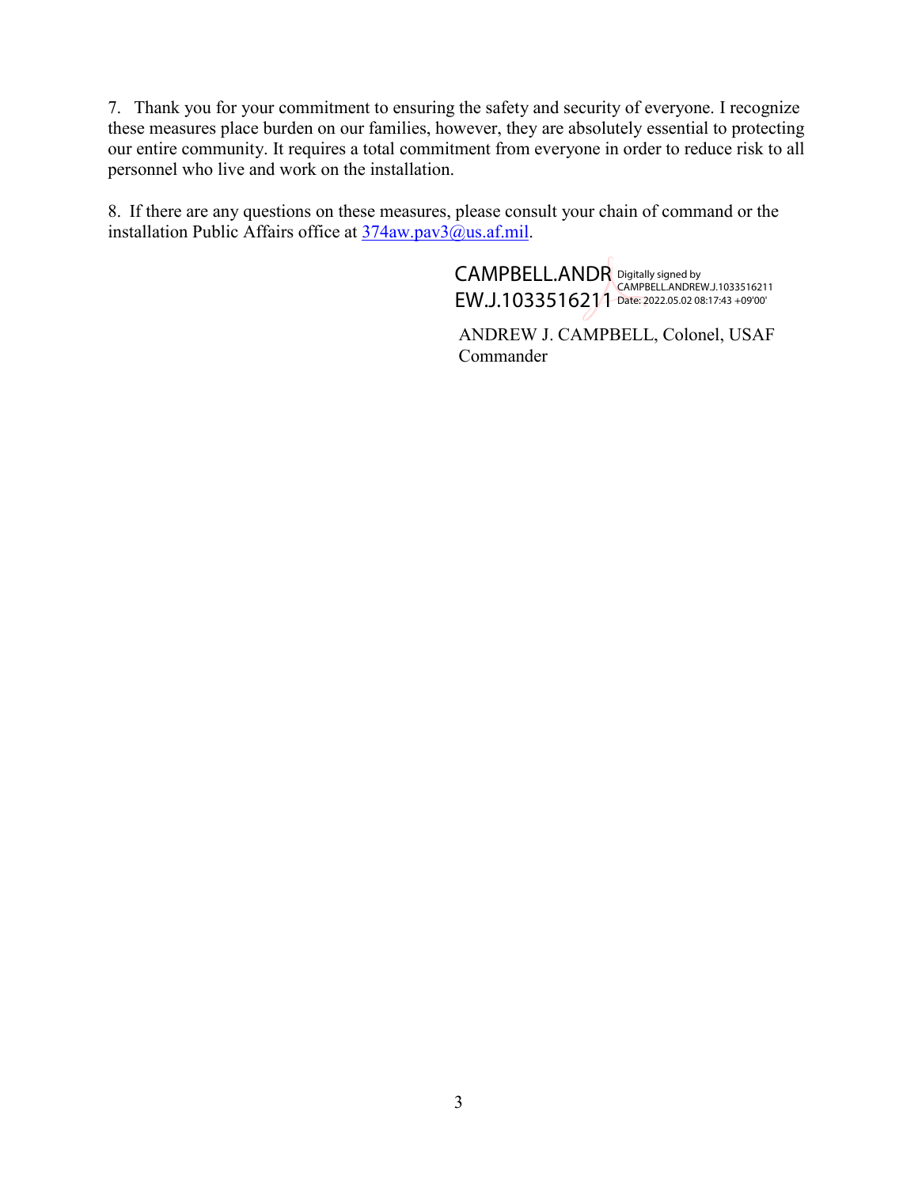7. Thank you for your commitment to ensuring the safety and security of everyone. I recognize these measures place burden on our families, however, they are absolutely essential to protecting our entire community. It requires a total commitment from everyone in order to reduce risk to all personnel who live and work on the installation.

8. If there are any questions on these measures, please consult your chain of command or the installation Public Affairs office at 374aw.pav3@us.af.mil.

CAMPBELL.ANDREW.J.1033516211 Digitally signed by CAMPBELL.ANDREW.J.1033516211 Date: 2022.05.02 08:17:43 +09'00'

ANDREW J. CAMPBELL, Colonel, USAF
Commander